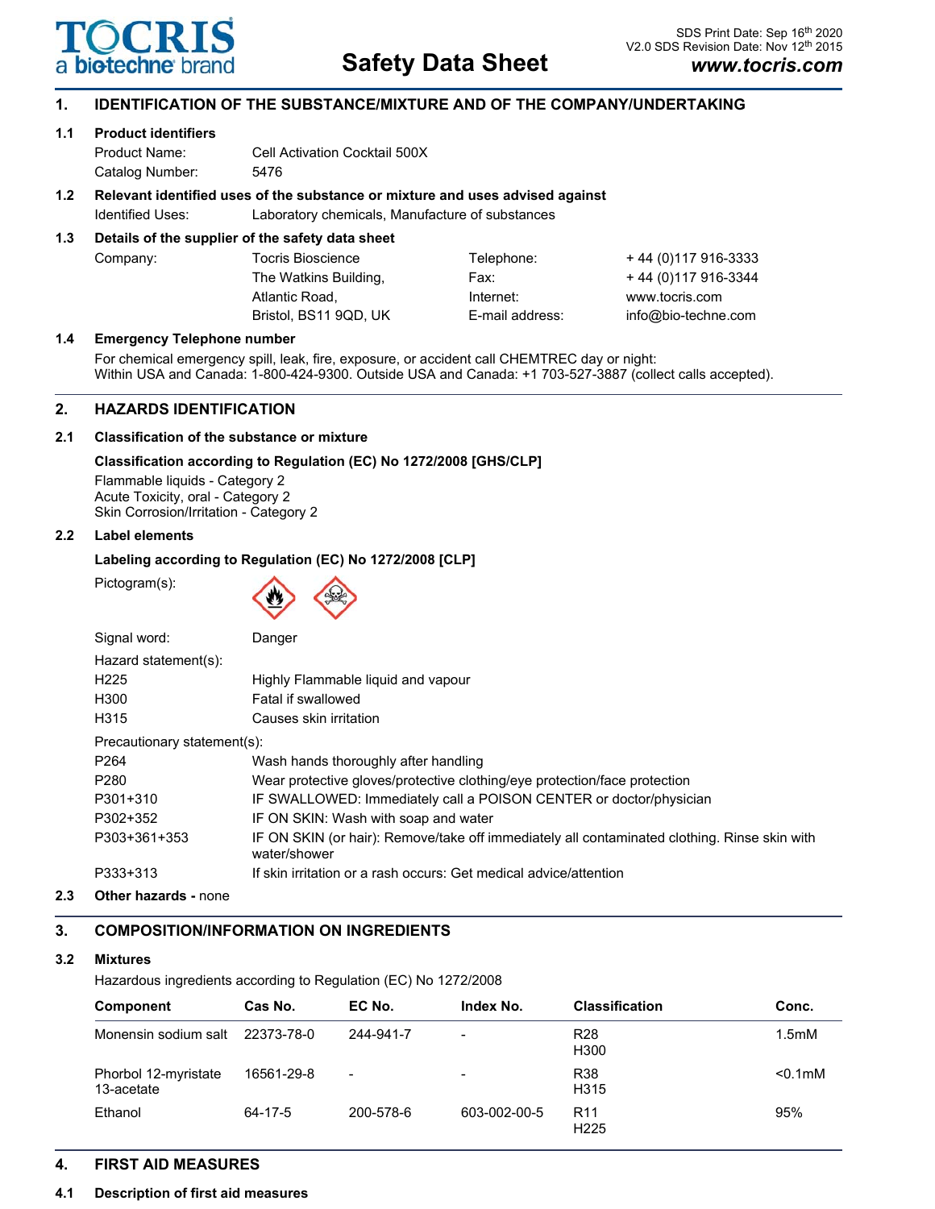TOCRIS
a biotechne brand

# Safety Data Sheet

SDS Print Date: Sep 16th 2020
V2.0 SDS Revision Date: Nov 12th 2015
**www.tocris.com**

## 1. IDENTIFICATION OF THE SUBSTANCE/MIXTURE AND OF THE COMPANY/UNDERTAKING

### 1.1 Product identifiers

Product Name: Cell Activation Cocktail 500X
Catalog Number: 5476

### 1.2 Relevant identified uses of the substance or mixture and uses advised against

Identified Uses: Laboratory chemicals, Manufacture of substances

### 1.3 Details of the supplier of the safety data sheet

| | | | |
|---|---|---|---|
| Company: | Tocris Bioscience | Telephone: | + 44 (0)117 916-3333 |
| | The Watkins Building, | Fax: | + 44 (0)117 916-3344 |
| | Atlantic Road, | Internet: | www.tocris.com |
| | Bristol, BS11 9QD, UK | E-mail address: | info@bio-techne.com |

### 1.4 Emergency Telephone number

For chemical emergency spill, leak, fire, exposure, or accident call CHEMTREC day or night:
Within USA and Canada: 1-800-424-9300. Outside USA and Canada: +1 703-527-3887 (collect calls accepted).

## 2. HAZARDS IDENTIFICATION

### 2.1 Classification of the substance or mixture

**Classification according to Regulation (EC) No 1272/2008 [GHS/CLP]**

Flammable liquids - Category 2
Acute Toxicity, oral - Category 2
Skin Corrosion/Irritation - Category 2

### 2.2 Label elements

**Labeling according to Regulation (EC) No 1272/2008 [CLP]**

Pictogram(s):

Signal word: Danger

Hazard statement(s):

| | |
|---|---|
| H225 | Highly Flammable liquid and vapour |
| H300 | Fatal if swallowed |
| H315 | Causes skin irritation |

Precautionary statement(s):

| | |
|---|---|
| P264 | Wash hands thoroughly after handling |
| P280 | Wear protective gloves/protective clothing/eye protection/face protection |
| P301+310 | IF SWALLOWED: Immediately call a POISON CENTER or doctor/physician |
| P302+352 | IF ON SKIN: Wash with soap and water |
| P303+361+353 | IF ON SKIN (or hair): Remove/take off immediately all contaminated clothing. Rinse skin with water/shower |
| P333+313 | If skin irritation or a rash occurs: Get medical advice/attention |

### 2.3 Other hazards - none

## 3. COMPOSITION/INFORMATION ON INGREDIENTS

### 3.2 Mixtures

Hazardous ingredients according to Regulation (EC) No 1272/2008

| Component | Cas No. | EC No. | Index No. | Classification | Conc. |
|---|---|---|---|---|---|
| Monensin sodium salt | 22373-78-0 | 244-941-7 | - | R28<br>H300 | 1.5mM |
| Phorbol 12-myristate 13-acetate | 16561-29-8 | - | - | R38<br>H315 | <0.1mM |
| Ethanol | 64-17-5 | 200-578-6 | 603-002-00-5 | R11<br>H225 | 95% |

## 4. FIRST AID MEASURES

### 4.1 Description of first aid measures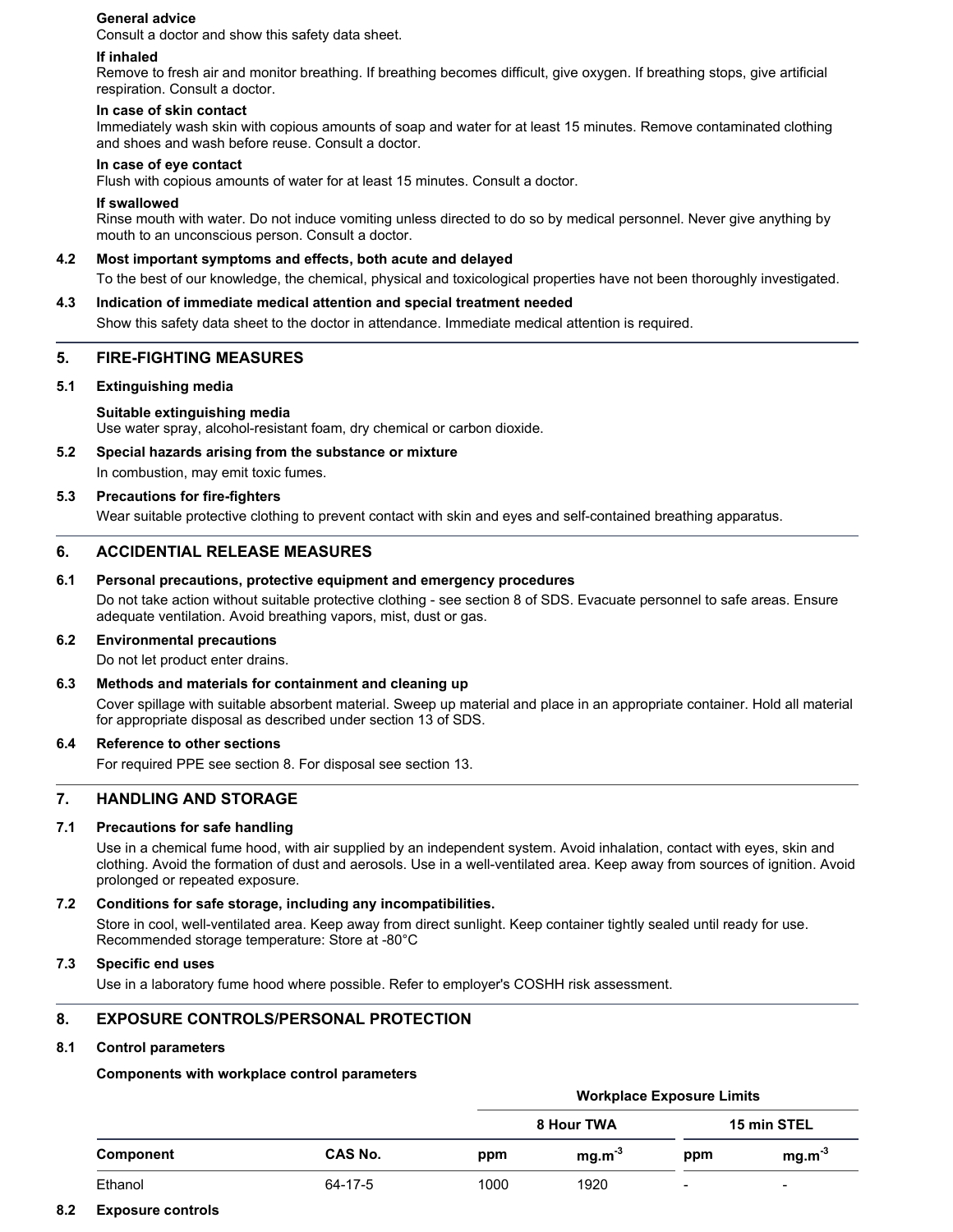**General advice**
Consult a doctor and show this safety data sheet.

**If inhaled**
Remove to fresh air and monitor breathing. If breathing becomes difficult, give oxygen. If breathing stops, give artificial respiration. Consult a doctor.

**In case of skin contact**
Immediately wash skin with copious amounts of soap and water for at least 15 minutes. Remove contaminated clothing and shoes and wash before reuse. Consult a doctor.

**In case of eye contact**
Flush with copious amounts of water for at least 15 minutes. Consult a doctor.

**If swallowed**
Rinse mouth with water. Do not induce vomiting unless directed to do so by medical personnel. Never give anything by mouth to an unconscious person. Consult a doctor.

### 4.2 Most important symptoms and effects, both acute and delayed

To the best of our knowledge, the chemical, physical and toxicological properties have not been thoroughly investigated.

### 4.3 Indication of immediate medical attention and special treatment needed

Show this safety data sheet to the doctor in attendance. Immediate medical attention is required.

## 5. FIRE-FIGHTING MEASURES

### 5.1 Extinguishing media

**Suitable extinguishing media**
Use water spray, alcohol-resistant foam, dry chemical or carbon dioxide.

### 5.2 Special hazards arising from the substance or mixture

In combustion, may emit toxic fumes.

### 5.3 Precautions for fire-fighters

Wear suitable protective clothing to prevent contact with skin and eyes and self-contained breathing apparatus.

## 6. ACCIDENTIAL RELEASE MEASURES

### 6.1 Personal precautions, protective equipment and emergency procedures

Do not take action without suitable protective clothing - see section 8 of SDS. Evacuate personnel to safe areas. Ensure adequate ventilation. Avoid breathing vapors, mist, dust or gas.

### 6.2 Environmental precautions

Do not let product enter drains.

### 6.3 Methods and materials for containment and cleaning up

Cover spillage with suitable absorbent material. Sweep up material and place in an appropriate container. Hold all material for appropriate disposal as described under section 13 of SDS.

### 6.4 Reference to other sections

For required PPE see section 8. For disposal see section 13.

## 7. HANDLING AND STORAGE

### 7.1 Precautions for safe handling

Use in a chemical fume hood, with air supplied by an independent system. Avoid inhalation, contact with eyes, skin and clothing. Avoid the formation of dust and aerosols. Use in a well-ventilated area. Keep away from sources of ignition. Avoid prolonged or repeated exposure.

### 7.2 Conditions for safe storage, including any incompatibilities.

Store in cool, well-ventilated area. Keep away from direct sunlight. Keep container tightly sealed until ready for use.
Recommended storage temperature: Store at -80°C

### 7.3 Specific end uses

Use in a laboratory fume hood where possible. Refer to employer's COSHH risk assessment.

## 8. EXPOSURE CONTROLS/PERSONAL PROTECTION

### 8.1 Control parameters

**Components with workplace control parameters**

| | | Workplace Exposure Limits | | | |
|---|---|---|---|---|---|
| | | 8 Hour TWA | | 15 min STEL | |
| **Component** | **CAS No.** | **ppm** | **$mg.m^{-3}$** | **ppm** | **$mg.m^{-3}$** |
| Ethanol | 64-17-5 | 1000 | 1920 | - | - |

### 8.2 Exposure controls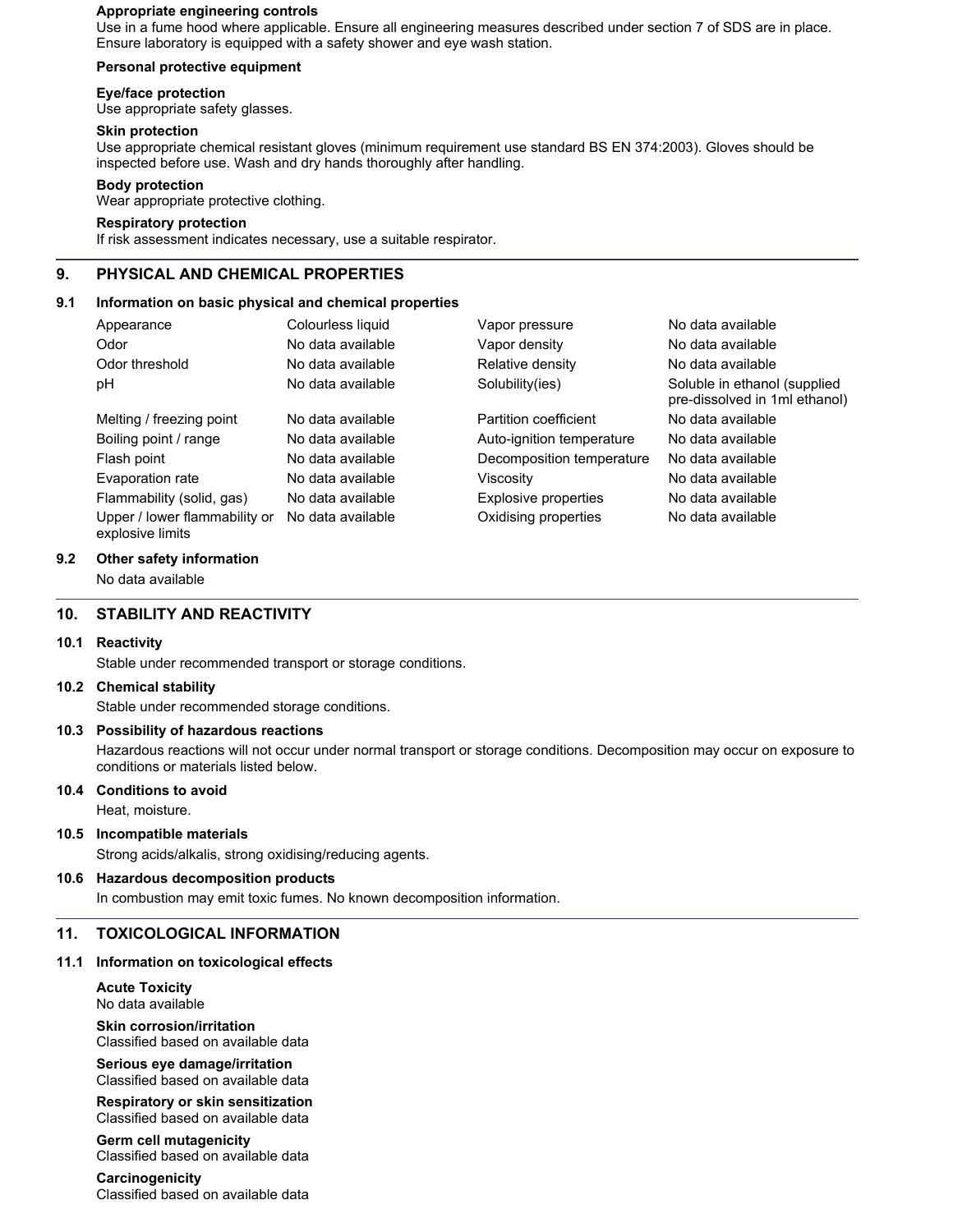**Appropriate engineering controls**
Use in a fume hood where applicable. Ensure all engineering measures described under section 7 of SDS are in place. Ensure laboratory is equipped with a safety shower and eye wash station.

**Personal protective equipment**

**Eye/face protection**
Use appropriate safety glasses.

**Skin protection**
Use appropriate chemical resistant gloves (minimum requirement use standard BS EN 374:2003). Gloves should be inspected before use. Wash and dry hands thoroughly after handling.

**Body protection**
Wear appropriate protective clothing.

**Respiratory protection**
If risk assessment indicates necessary, use a suitable respirator.

## 9. PHYSICAL AND CHEMICAL PROPERTIES

### 9.1 Information on basic physical and chemical properties

| | | | |
|---|---|---|---|
| Appearance | Colourless liquid | Vapor pressure | No data available |
| Odor | No data available | Vapor density | No data available |
| Odor threshold | No data available | Relative density | No data available |
| pH | No data available | Solubility(ies) | Soluble in ethanol (supplied pre-dissolved in 1ml ethanol) |
| Melting / freezing point | No data available | Partition coefficient | No data available |
| Boiling point / range | No data available | Auto-ignition temperature | No data available |
| Flash point | No data available | Decomposition temperature | No data available |
| Evaporation rate | No data available | Viscosity | No data available |
| Flammability (solid, gas) | No data available | Explosive properties | No data available |
| Upper / lower flammability or explosive limits | No data available | Oxidising properties | No data available |

### 9.2 Other safety information

No data available

## 10. STABILITY AND REACTIVITY

### 10.1 Reactivity

Stable under recommended transport or storage conditions.

### 10.2 Chemical stability

Stable under recommended storage conditions.

### 10.3 Possibility of hazardous reactions

Hazardous reactions will not occur under normal transport or storage conditions. Decomposition may occur on exposure to conditions or materials listed below.

### 10.4 Conditions to avoid

Heat, moisture.

### 10.5 Incompatible materials

Strong acids/alkalis, strong oxidising/reducing agents.

### 10.6 Hazardous decomposition products

In combustion may emit toxic fumes. No known decomposition information.

## 11. TOXICOLOGICAL INFORMATION

### 11.1 Information on toxicological effects

**Acute Toxicity**
No data available

**Skin corrosion/irritation**
Classified based on available data

**Serious eye damage/irritation**
Classified based on available data

**Respiratory or skin sensitization**
Classified based on available data

**Germ cell mutagenicity**
Classified based on available data

**Carcinogenicity**
Classified based on available data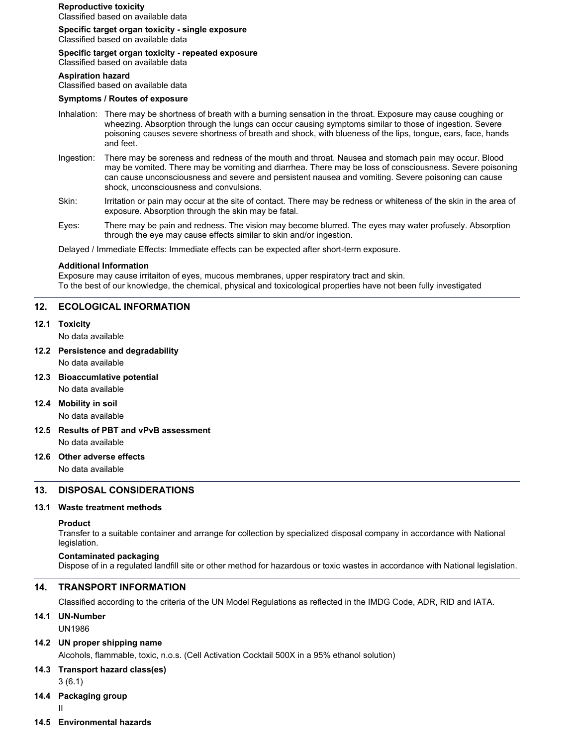**Reproductive toxicity**
Classified based on available data

**Specific target organ toxicity - single exposure**
Classified based on available data

**Specific target organ toxicity - repeated exposure**
Classified based on available data

**Aspiration hazard**
Classified based on available data

**Symptoms / Routes of exposure**

Inhalation: There may be shortness of breath with a burning sensation in the throat. Exposure may cause coughing or wheezing. Absorption through the lungs can occur causing symptoms similar to those of ingestion. Severe poisoning causes severe shortness of breath and shock, with blueness of the lips, tongue, ears, face, hands and feet.

Ingestion: There may be soreness and redness of the mouth and throat. Nausea and stomach pain may occur. Blood may be vomited. There may be vomiting and diarrhea. There may be loss of consciousness. Severe poisoning can cause unconsciousness and severe and persistent nausea and vomiting. Severe poisoning can cause shock, unconsciousness and convulsions.

Skin: Irritation or pain may occur at the site of contact. There may be redness or whiteness of the skin in the area of exposure. Absorption through the skin may be fatal.

Eyes: There may be pain and redness. The vision may become blurred. The eyes may water profusely. Absorption through the eye may cause effects similar to skin and/or ingestion.

Delayed / Immediate Effects: Immediate effects can be expected after short-term exposure.

**Additional Information**
Exposure may cause irritaiton of eyes, mucous membranes, upper respiratory tract and skin.
To the best of our knowledge, the chemical, physical and toxicological properties have not been fully investigated

## 12. ECOLOGICAL INFORMATION

### 12.1 Toxicity

No data available

### 12.2 Persistence and degradability

No data available

### 12.3 Bioaccumlative potential

No data available

### 12.4 Mobility in soil

No data available

### 12.5 Results of PBT and vPvB assessment

No data available

### 12.6 Other adverse effects

No data available

## 13. DISPOSAL CONSIDERATIONS

### 13.1 Waste treatment methods

**Product**
Transfer to a suitable container and arrange for collection by specialized disposal company in accordance with National legislation.

**Contaminated packaging**
Dispose of in a regulated landfill site or other method for hazardous or toxic wastes in accordance with National legislation.

## 14. TRANSPORT INFORMATION

Classified according to the criteria of the UN Model Regulations as reflected in the IMDG Code, ADR, RID and IATA.

### 14.1 UN-Number

UN1986

### 14.2 UN proper shipping name

Alcohols, flammable, toxic, n.o.s. (Cell Activation Cocktail 500X in a 95% ethanol solution)

### 14.3 Transport hazard class(es)

3 (6.1)

### 14.4 Packaging group

II

### 14.5 Environmental hazards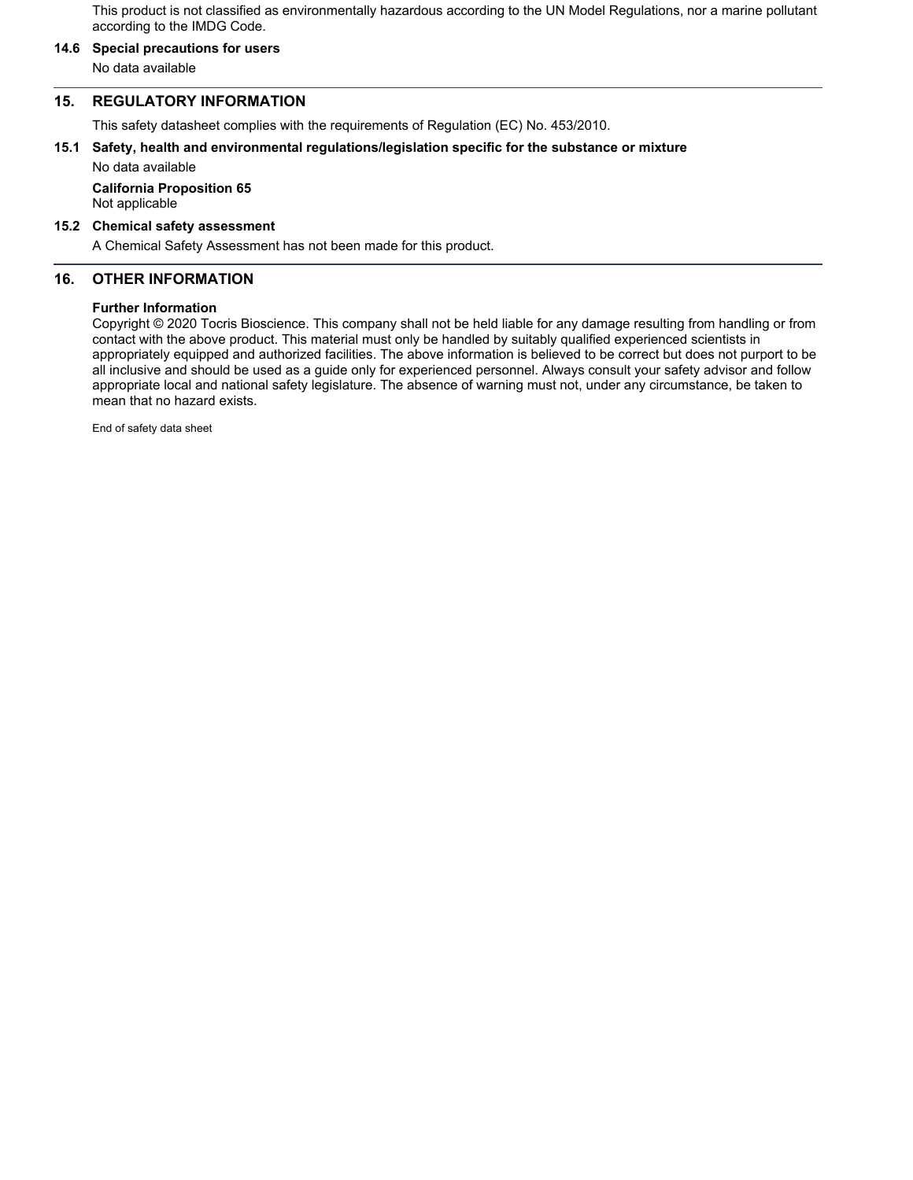This product is not classified as environmentally hazardous according to the UN Model Regulations, nor a marine pollutant according to the IMDG Code.

### 14.6 Special precautions for users

No data available

## 15. REGULATORY INFORMATION

This safety datasheet complies with the requirements of Regulation (EC) No. 453/2010.

### 15.1 Safety, health and environmental regulations/legislation specific for the substance or mixture

No data available

**California Proposition 65**
Not applicable

### 15.2 Chemical safety assessment

A Chemical Safety Assessment has not been made for this product.

## 16. OTHER INFORMATION

**Further Information**
Copyright © 2020 Tocris Bioscience. This company shall not be held liable for any damage resulting from handling or from contact with the above product. This material must only be handled by suitably qualified experienced scientists in appropriately equipped and authorized facilities. The above information is believed to be correct but does not purport to be all inclusive and should be used as a guide only for experienced personnel. Always consult your safety advisor and follow appropriate local and national safety legislature. The absence of warning must not, under any circumstance, be taken to mean that no hazard exists.

End of safety data sheet